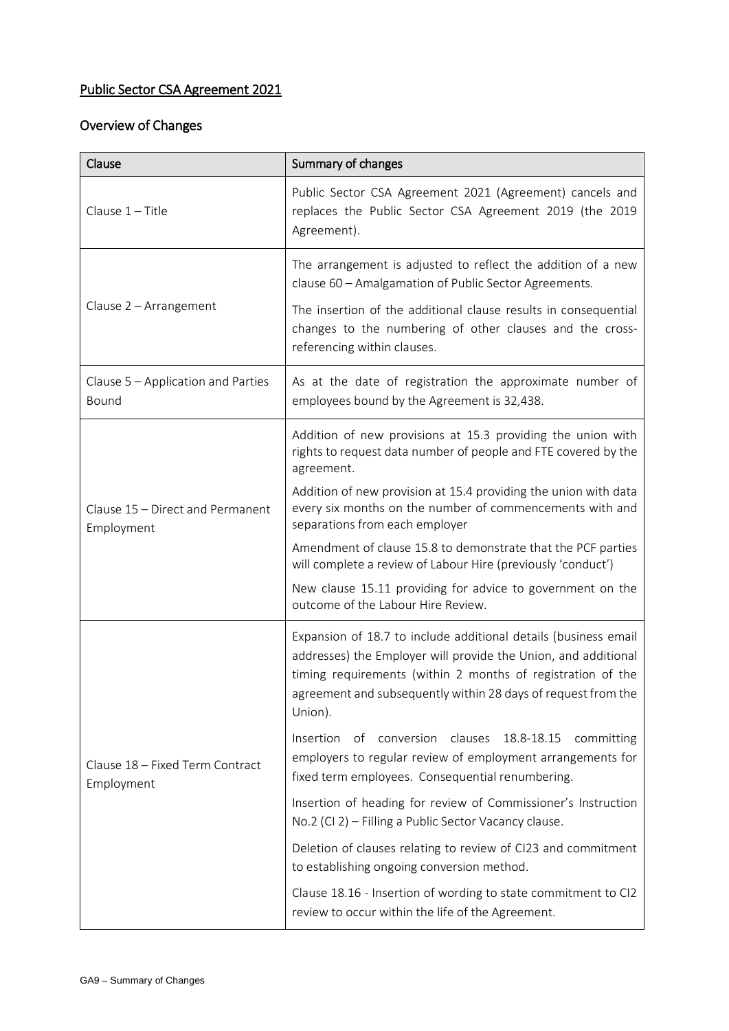# Public Sector CSA Agreement 2021

## Overview of Changes

| Clause | Summary of changes |
|---|---|
| Clause 1 – Title | Public Sector CSA Agreement 2021 (Agreement) cancels and replaces the Public Sector CSA Agreement 2019 (the 2019 Agreement). |
| Clause 2 – Arrangement | The arrangement is adjusted to reflect the addition of a new clause 60 – Amalgamation of Public Sector Agreements.<br><br>The insertion of the additional clause results in consequential changes to the numbering of other clauses and the cross-referencing within clauses. |
| Clause 5 – Application and Parties Bound | As at the date of registration the approximate number of employees bound by the Agreement is 32,438. |
| Clause 15 – Direct and Permanent Employment | Addition of new provisions at 15.3 providing the union with rights to request data number of people and FTE covered by the agreement.<br><br>Addition of new provision at 15.4 providing the union with data every six months on the number of commencements with and separations from each employer<br><br>Amendment of clause 15.8 to demonstrate that the PCF parties will complete a review of Labour Hire (previously 'conduct')<br><br>New clause 15.11 providing for advice to government on the outcome of the Labour Hire Review. |
| Clause 18 – Fixed Term Contract Employment | Expansion of 18.7 to include additional details (business email addresses) the Employer will provide the Union, and additional timing requirements (within 2 months of registration of the agreement and subsequently within 28 days of request from the Union).<br><br>Insertion of conversion clauses 18.8-18.15 committing employers to regular review of employment arrangements for fixed term employees. Consequential renumbering.<br><br>Insertion of heading for review of Commissioner's Instruction No.2 (CI 2) – Filling a Public Sector Vacancy clause.<br><br>Deletion of clauses relating to review of CI23 and commitment to establishing ongoing conversion method.<br><br>Clause 18.16 - Insertion of wording to state commitment to CI2 review to occur within the life of the Agreement. |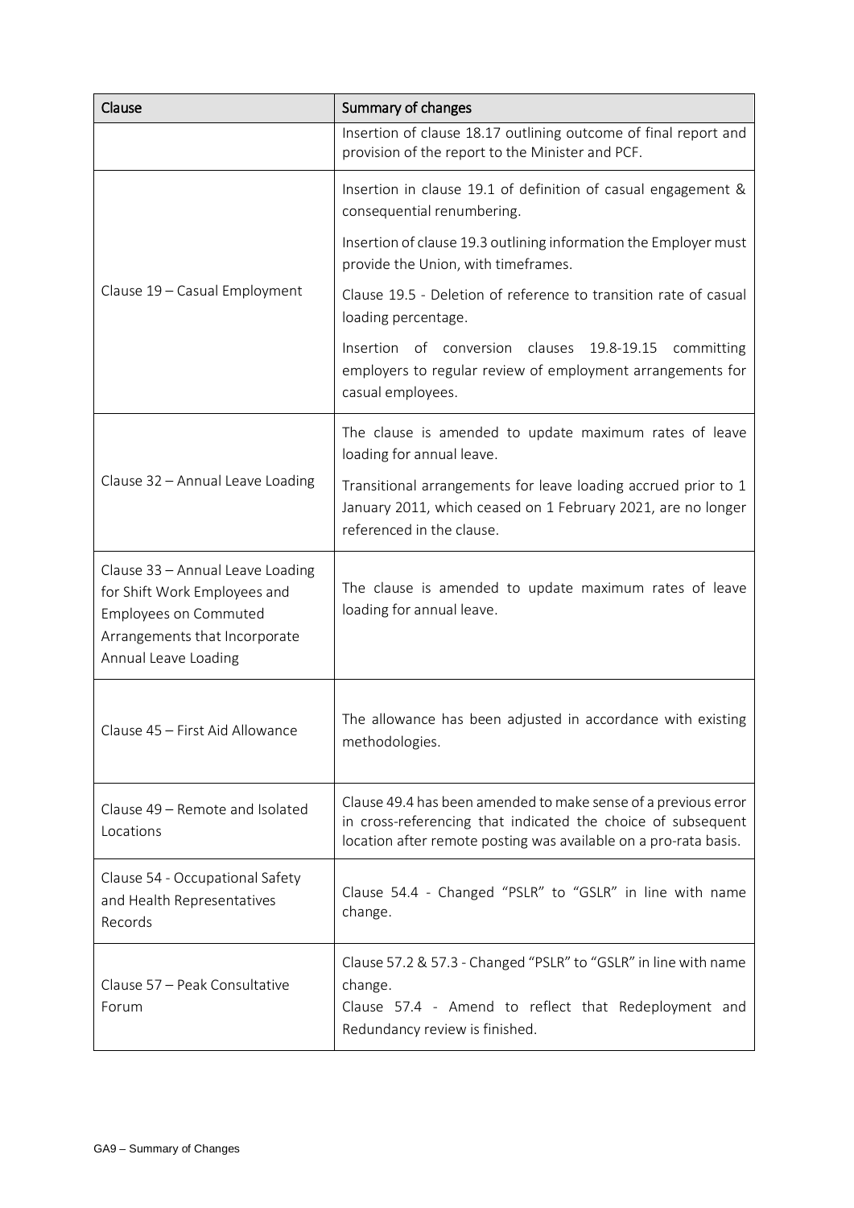| Clause | Summary of changes |
|---|---|
| | Insertion of clause 18.17 outlining outcome of final report and provision of the report to the Minister and PCF. |
| Clause 19 – Casual Employment | Insertion in clause 19.1 of definition of casual engagement & consequential renumbering.<br><br>Insertion of clause 19.3 outlining information the Employer must provide the Union, with timeframes.<br><br>Clause 19.5 - Deletion of reference to transition rate of casual loading percentage.<br><br>Insertion of conversion clauses 19.8-19.15 committing employers to regular review of employment arrangements for casual employees. |
| Clause 32 – Annual Leave Loading | The clause is amended to update maximum rates of leave loading for annual leave.<br><br>Transitional arrangements for leave loading accrued prior to 1 January 2011, which ceased on 1 February 2021, are no longer referenced in the clause. |
| Clause 33 – Annual Leave Loading for Shift Work Employees and Employees on Commuted Arrangements that Incorporate Annual Leave Loading | The clause is amended to update maximum rates of leave loading for annual leave. |
| Clause 45 – First Aid Allowance | The allowance has been adjusted in accordance with existing methodologies. |
| Clause 49 – Remote and Isolated Locations | Clause 49.4 has been amended to make sense of a previous error in cross-referencing that indicated the choice of subsequent location after remote posting was available on a pro-rata basis. |
| Clause 54 - Occupational Safety and Health Representatives Records | Clause 54.4 - Changed "PSLR" to "GSLR" in line with name change. |
| Clause 57 – Peak Consultative Forum | Clause 57.2 & 57.3 - Changed "PSLR" to "GSLR" in line with name change.<br>Clause 57.4 - Amend to reflect that Redeployment and Redundancy review is finished. |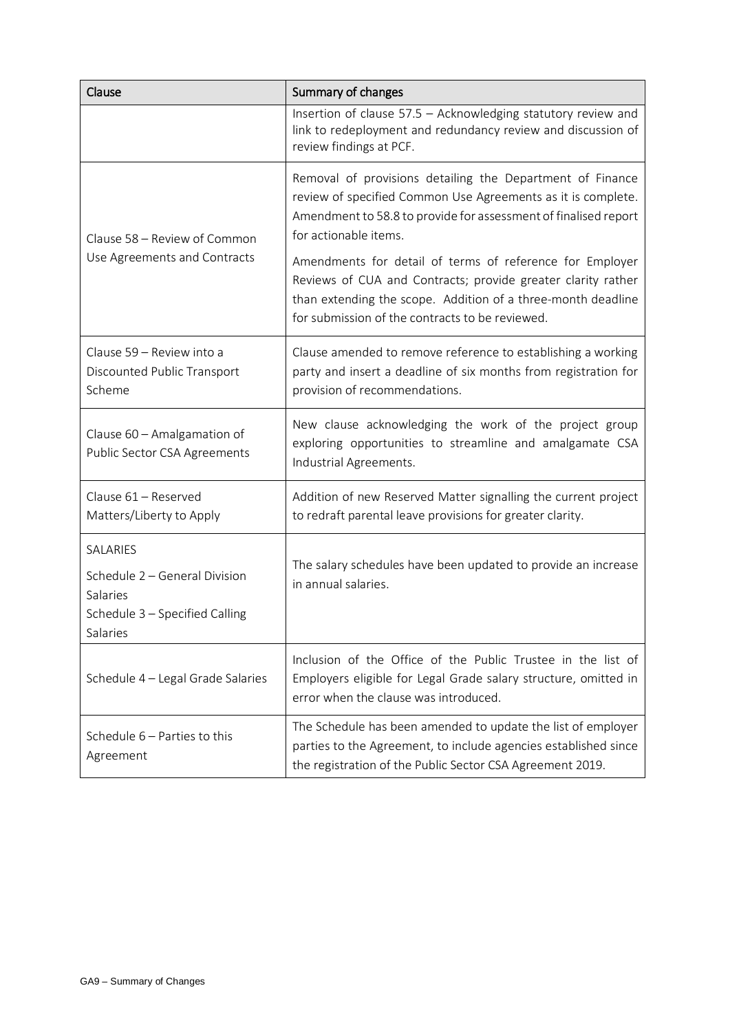| Clause | Summary of changes |
| --- | --- |
| | Insertion of clause 57.5 – Acknowledging statutory review and link to redeployment and redundancy review and discussion of review findings at PCF. |
| Clause 58 – Review of Common Use Agreements and Contracts | Removal of provisions detailing the Department of Finance review of specified Common Use Agreements as it is complete. Amendment to 58.8 to provide for assessment of finalised report for actionable items.<br><br>Amendments for detail of terms of reference for Employer Reviews of CUA and Contracts; provide greater clarity rather than extending the scope. Addition of a three-month deadline for submission of the contracts to be reviewed. |
| Clause 59 – Review into a Discounted Public Transport Scheme | Clause amended to remove reference to establishing a working party and insert a deadline of six months from registration for provision of recommendations. |
| Clause 60 – Amalgamation of Public Sector CSA Agreements | New clause acknowledging the work of the project group exploring opportunities to streamline and amalgamate CSA Industrial Agreements. |
| Clause 61 – Reserved Matters/Liberty to Apply | Addition of new Reserved Matter signalling the current project to redraft parental leave provisions for greater clarity. |
| SALARIES<br><br>Schedule 2 – General Division Salaries<br><br>Schedule 3 – Specified Calling Salaries | The salary schedules have been updated to provide an increase in annual salaries. |
| Schedule 4 – Legal Grade Salaries | Inclusion of the Office of the Public Trustee in the list of Employers eligible for Legal Grade salary structure, omitted in error when the clause was introduced. |
| Schedule 6 – Parties to this Agreement | The Schedule has been amended to update the list of employer parties to the Agreement, to include agencies established since the registration of the Public Sector CSA Agreement 2019. |